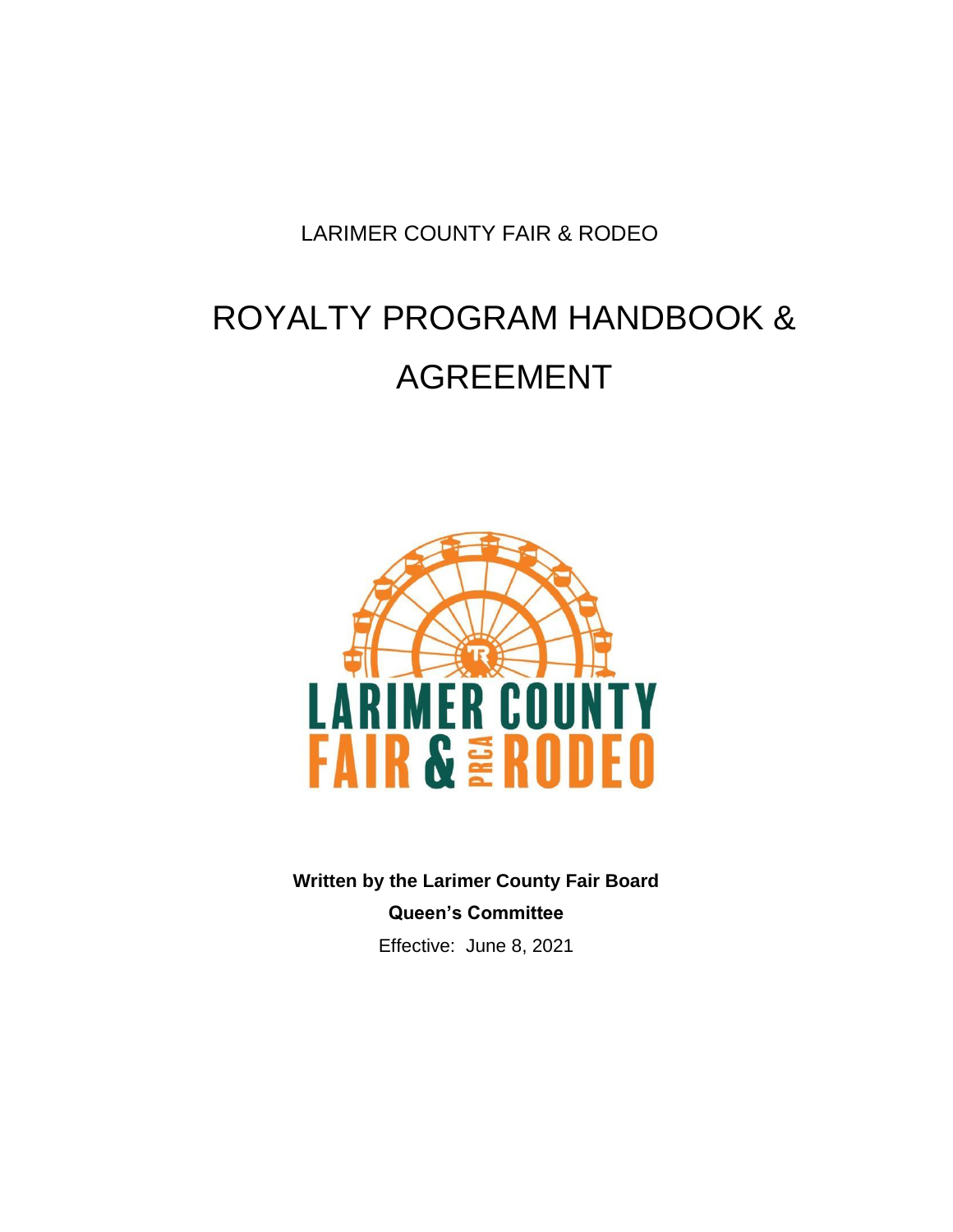LARIMER COUNTY FAIR & RODEO

# ROYALTY PROGRAM HANDBOOK & AGREEMENT

**Written by the Larimer County Fair Board**

**Queen's Committee**

Effective: June 8, 2021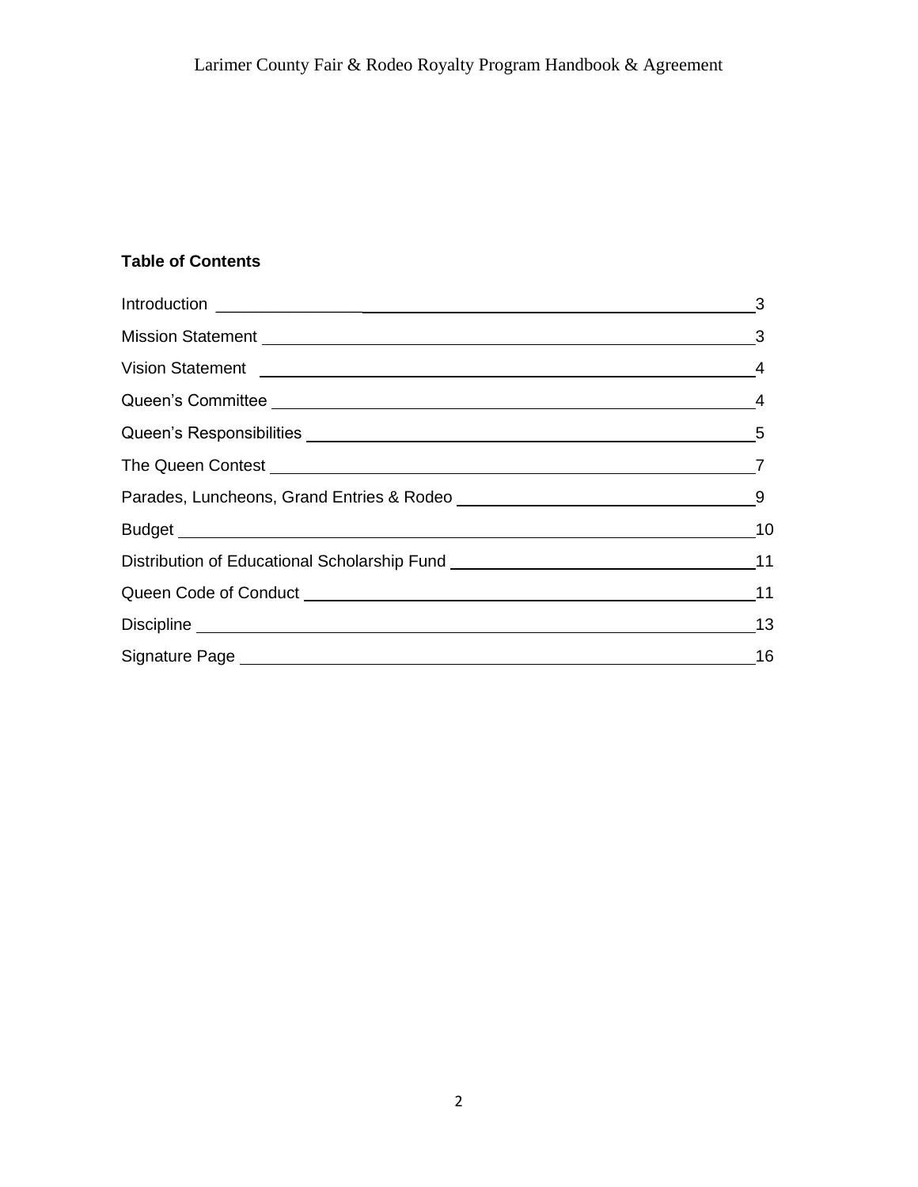**Table of Contents**

| Section | Page |
|---|---|
| Introduction | 3 |
| Mission Statement | 3 |
| Vision Statement | 4 |
| Queen's Committee | 4 |
| Queen's Responsibilities | 5 |
| The Queen Contest | 7 |
| Parades, Luncheons, Grand Entries & Rodeo | 9 |
| Budget | 10 |
| Distribution of Educational Scholarship Fund | 11 |
| Queen Code of Conduct | 11 |
| Discipline | 13 |
| Signature Page | 16 |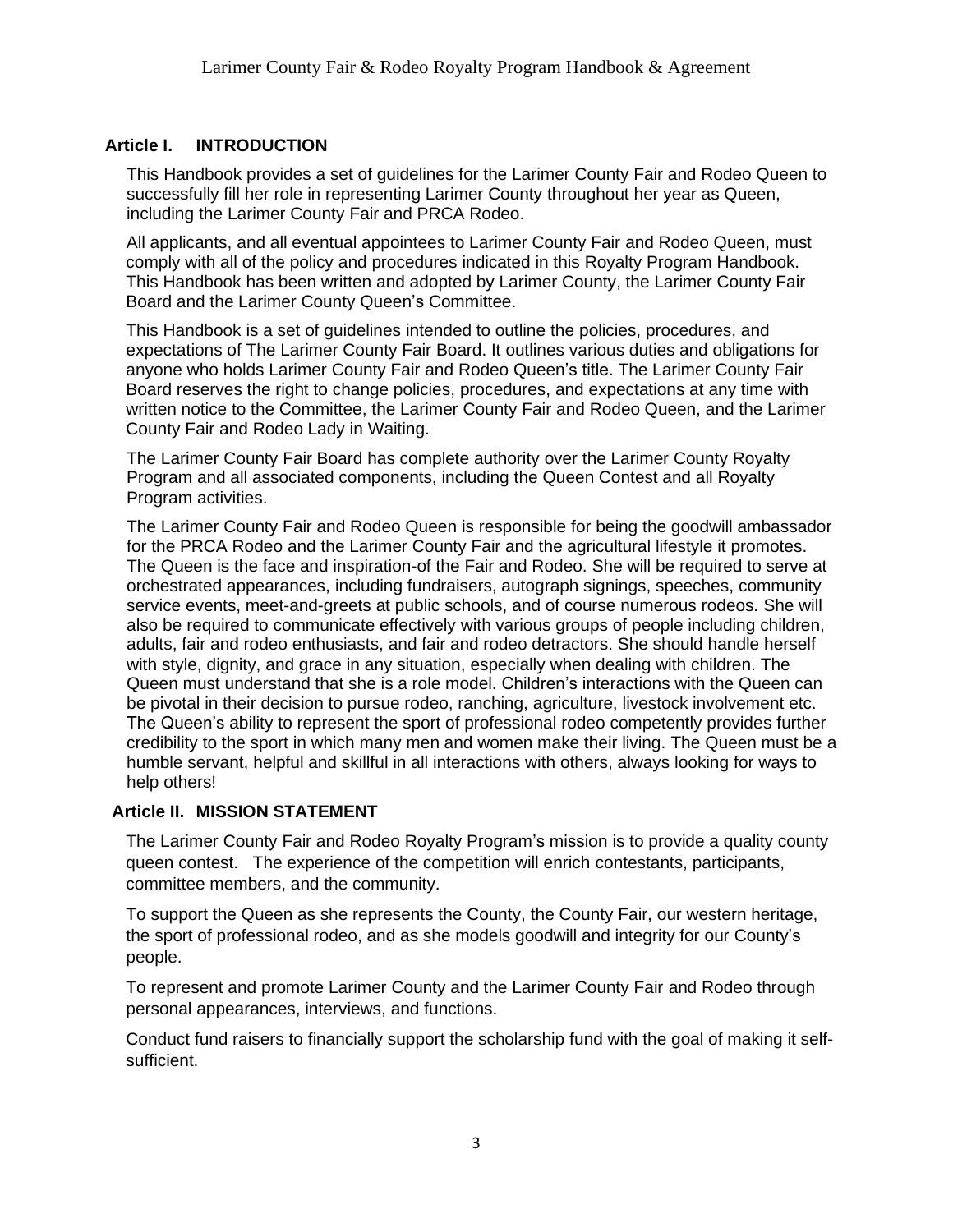## Article I. INTRODUCTION

This Handbook provides a set of guidelines for the Larimer County Fair and Rodeo Queen to successfully fill her role in representing Larimer County throughout her year as Queen, including the Larimer County Fair and PRCA Rodeo.

All applicants, and all eventual appointees to Larimer County Fair and Rodeo Queen, must comply with all of the policy and procedures indicated in this Royalty Program Handbook. This Handbook has been written and adopted by Larimer County, the Larimer County Fair Board and the Larimer County Queen's Committee.

This Handbook is a set of guidelines intended to outline the policies, procedures, and expectations of The Larimer County Fair Board. It outlines various duties and obligations for anyone who holds Larimer County Fair and Rodeo Queen's title. The Larimer County Fair Board reserves the right to change policies, procedures, and expectations at any time with written notice to the Committee, the Larimer County Fair and Rodeo Queen, and the Larimer County Fair and Rodeo Lady in Waiting.

The Larimer County Fair Board has complete authority over the Larimer County Royalty Program and all associated components, including the Queen Contest and all Royalty Program activities.

The Larimer County Fair and Rodeo Queen is responsible for being the goodwill ambassador for the PRCA Rodeo and the Larimer County Fair and the agricultural lifestyle it promotes. The Queen is the face and inspiration-of the Fair and Rodeo. She will be required to serve at orchestrated appearances, including fundraisers, autograph signings, speeches, community service events, meet-and-greets at public schools, and of course numerous rodeos. She will also be required to communicate effectively with various groups of people including children, adults, fair and rodeo enthusiasts, and fair and rodeo detractors. She should handle herself with style, dignity, and grace in any situation, especially when dealing with children. The Queen must understand that she is a role model. Children's interactions with the Queen can be pivotal in their decision to pursue rodeo, ranching, agriculture, livestock involvement etc. The Queen's ability to represent the sport of professional rodeo competently provides further credibility to the sport in which many men and women make their living. The Queen must be a humble servant, helpful and skillful in all interactions with others, always looking for ways to help others!

## Article II. MISSION STATEMENT

The Larimer County Fair and Rodeo Royalty Program's mission is to provide a quality county queen contest. The experience of the competition will enrich contestants, participants, committee members, and the community.

To support the Queen as she represents the County, the County Fair, our western heritage, the sport of professional rodeo, and as she models goodwill and integrity for our County's people.

To represent and promote Larimer County and the Larimer County Fair and Rodeo through personal appearances, interviews, and functions.

Conduct fund raisers to financially support the scholarship fund with the goal of making it self-sufficient.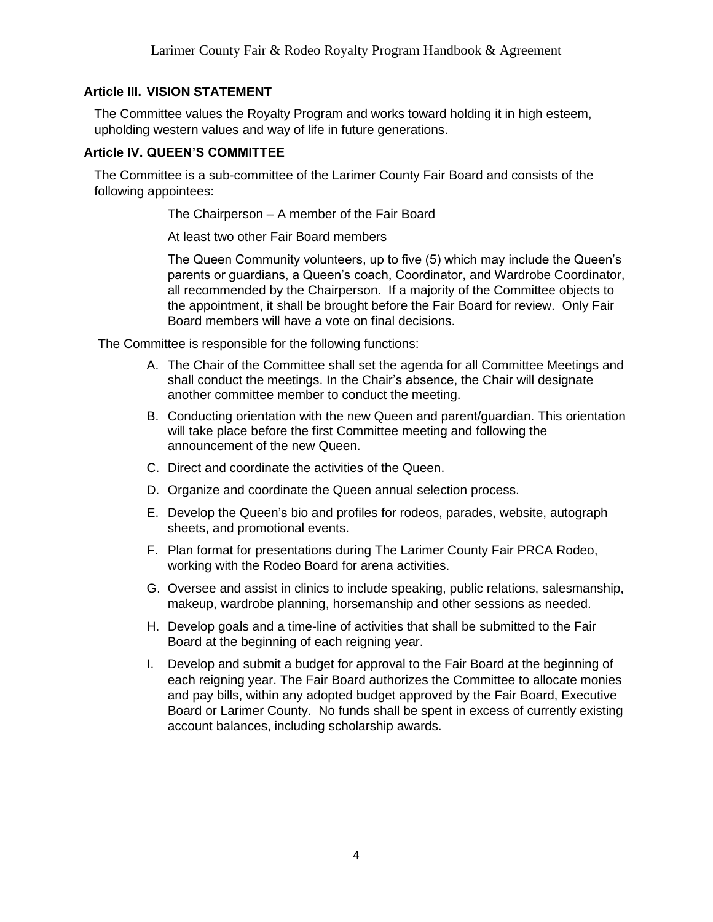## Article III. VISION STATEMENT

The Committee values the Royalty Program and works toward holding it in high esteem, upholding western values and way of life in future generations.

## Article IV. QUEEN'S COMMITTEE

The Committee is a sub-committee of the Larimer County Fair Board and consists of the following appointees:

The Chairperson – A member of the Fair Board

At least two other Fair Board members

The Queen Community volunteers, up to five (5) which may include the Queen's parents or guardians, a Queen's coach, Coordinator, and Wardrobe Coordinator, all recommended by the Chairperson. If a majority of the Committee objects to the appointment, it shall be brought before the Fair Board for review. Only Fair Board members will have a vote on final decisions.

The Committee is responsible for the following functions:

A. The Chair of the Committee shall set the agenda for all Committee Meetings and shall conduct the meetings. In the Chair's absence, the Chair will designate another committee member to conduct the meeting.

B. Conducting orientation with the new Queen and parent/guardian. This orientation will take place before the first Committee meeting and following the announcement of the new Queen.

C. Direct and coordinate the activities of the Queen.

D. Organize and coordinate the Queen annual selection process.

E. Develop the Queen's bio and profiles for rodeos, parades, website, autograph sheets, and promotional events.

F. Plan format for presentations during The Larimer County Fair PRCA Rodeo, working with the Rodeo Board for arena activities.

G. Oversee and assist in clinics to include speaking, public relations, salesmanship, makeup, wardrobe planning, horsemanship and other sessions as needed.

H. Develop goals and a time-line of activities that shall be submitted to the Fair Board at the beginning of each reigning year.

I. Develop and submit a budget for approval to the Fair Board at the beginning of each reigning year. The Fair Board authorizes the Committee to allocate monies and pay bills, within any adopted budget approved by the Fair Board, Executive Board or Larimer County. No funds shall be spent in excess of currently existing account balances, including scholarship awards.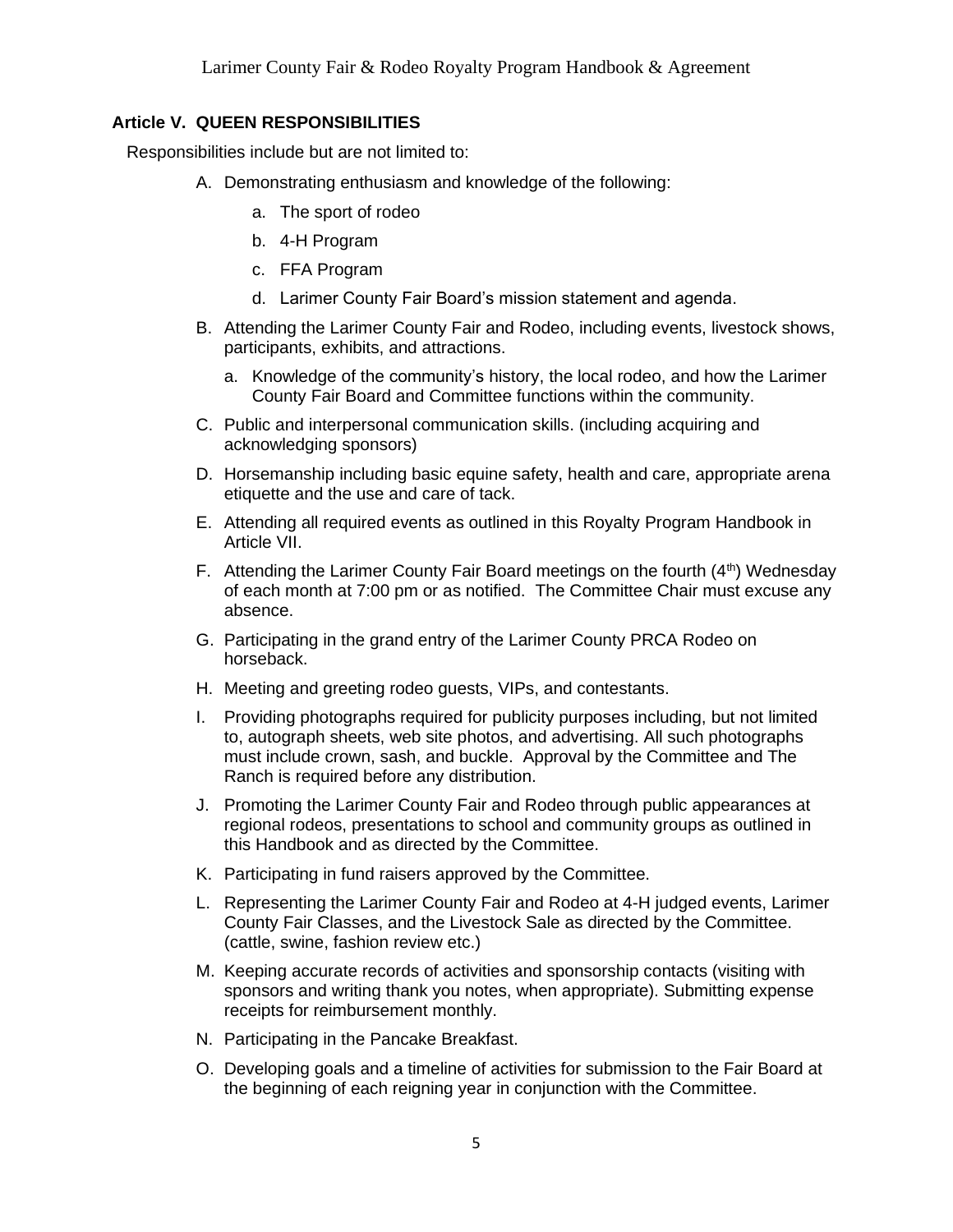## Article V. QUEEN RESPONSIBILITIES

Responsibilities include but are not limited to:

A. Demonstrating enthusiasm and knowledge of the following:
    a. The sport of rodeo
    b. 4-H Program
    c. FFA Program
    d. Larimer County Fair Board's mission statement and agenda.
B. Attending the Larimer County Fair and Rodeo, including events, livestock shows, participants, exhibits, and attractions.
    a. Knowledge of the community's history, the local rodeo, and how the Larimer County Fair Board and Committee functions within the community.
C. Public and interpersonal communication skills. (including acquiring and acknowledging sponsors)
D. Horsemanship including basic equine safety, health and care, appropriate arena etiquette and the use and care of tack.
E. Attending all required events as outlined in this Royalty Program Handbook in Article VII.
F. Attending the Larimer County Fair Board meetings on the fourth (4th) Wednesday of each month at 7:00 pm or as notified. The Committee Chair must excuse any absence.
G. Participating in the grand entry of the Larimer County PRCA Rodeo on horseback.
H. Meeting and greeting rodeo guests, VIPs, and contestants.
I. Providing photographs required for publicity purposes including, but not limited to, autograph sheets, web site photos, and advertising. All such photographs must include crown, sash, and buckle. Approval by the Committee and The Ranch is required before any distribution.
J. Promoting the Larimer County Fair and Rodeo through public appearances at regional rodeos, presentations to school and community groups as outlined in this Handbook and as directed by the Committee.
K. Participating in fund raisers approved by the Committee.
L. Representing the Larimer County Fair and Rodeo at 4-H judged events, Larimer County Fair Classes, and the Livestock Sale as directed by the Committee. (cattle, swine, fashion review etc.)
M. Keeping accurate records of activities and sponsorship contacts (visiting with sponsors and writing thank you notes, when appropriate). Submitting expense receipts for reimbursement monthly.
N. Participating in the Pancake Breakfast.
O. Developing goals and a timeline of activities for submission to the Fair Board at the beginning of each reigning year in conjunction with the Committee.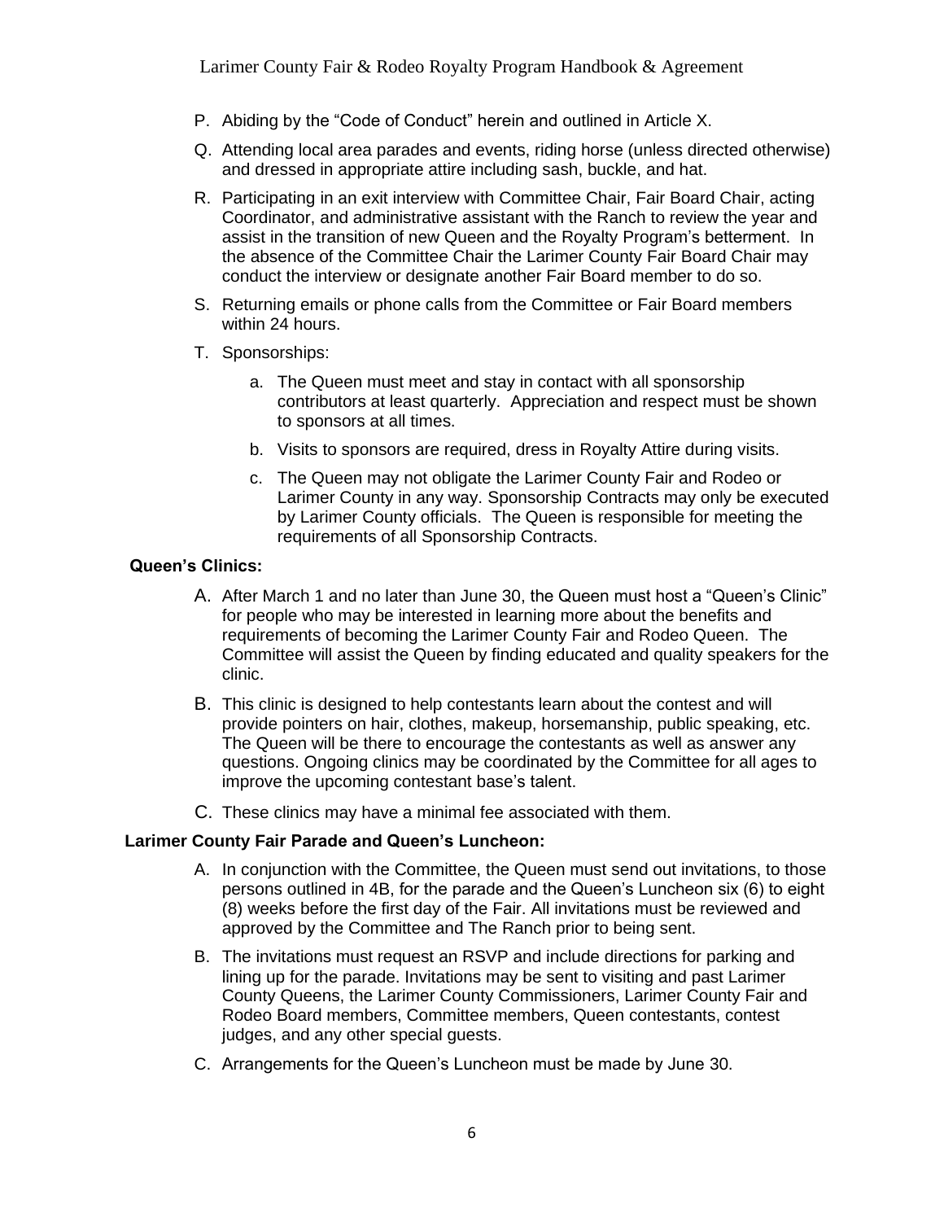P. Abiding by the “Code of Conduct” herein and outlined in Article X.

Q. Attending local area parades and events, riding horse (unless directed otherwise) and dressed in appropriate attire including sash, buckle, and hat.

R. Participating in an exit interview with Committee Chair, Fair Board Chair, acting Coordinator, and administrative assistant with the Ranch to review the year and assist in the transition of new Queen and the Royalty Program’s betterment. In the absence of the Committee Chair the Larimer County Fair Board Chair may conduct the interview or designate another Fair Board member to do so.

S. Returning emails or phone calls from the Committee or Fair Board members within 24 hours.

T. Sponsorships:

   a. The Queen must meet and stay in contact with all sponsorship contributors at least quarterly. Appreciation and respect must be shown to sponsors at all times.

   b. Visits to sponsors are required, dress in Royalty Attire during visits.

   c. The Queen may not obligate the Larimer County Fair and Rodeo or Larimer County in any way. Sponsorship Contracts may only be executed by Larimer County officials. The Queen is responsible for meeting the requirements of all Sponsorship Contracts.

**Queen’s Clinics:**

A. After March 1 and no later than June 30, the Queen must host a “Queen’s Clinic” for people who may be interested in learning more about the benefits and requirements of becoming the Larimer County Fair and Rodeo Queen. The Committee will assist the Queen by finding educated and quality speakers for the clinic.

B. This clinic is designed to help contestants learn about the contest and will provide pointers on hair, clothes, makeup, horsemanship, public speaking, etc. The Queen will be there to encourage the contestants as well as answer any questions. Ongoing clinics may be coordinated by the Committee for all ages to improve the upcoming contestant base’s talent.

C. These clinics may have a minimal fee associated with them.

**Larimer County Fair Parade and Queen’s Luncheon:**

A. In conjunction with the Committee, the Queen must send out invitations, to those persons outlined in 4B, for the parade and the Queen’s Luncheon six (6) to eight (8) weeks before the first day of the Fair. All invitations must be reviewed and approved by the Committee and The Ranch prior to being sent.

B. The invitations must request an RSVP and include directions for parking and lining up for the parade. Invitations may be sent to visiting and past Larimer County Queens, the Larimer County Commissioners, Larimer County Fair and Rodeo Board members, Committee members, Queen contestants, contest judges, and any other special guests.

C. Arrangements for the Queen’s Luncheon must be made by June 30.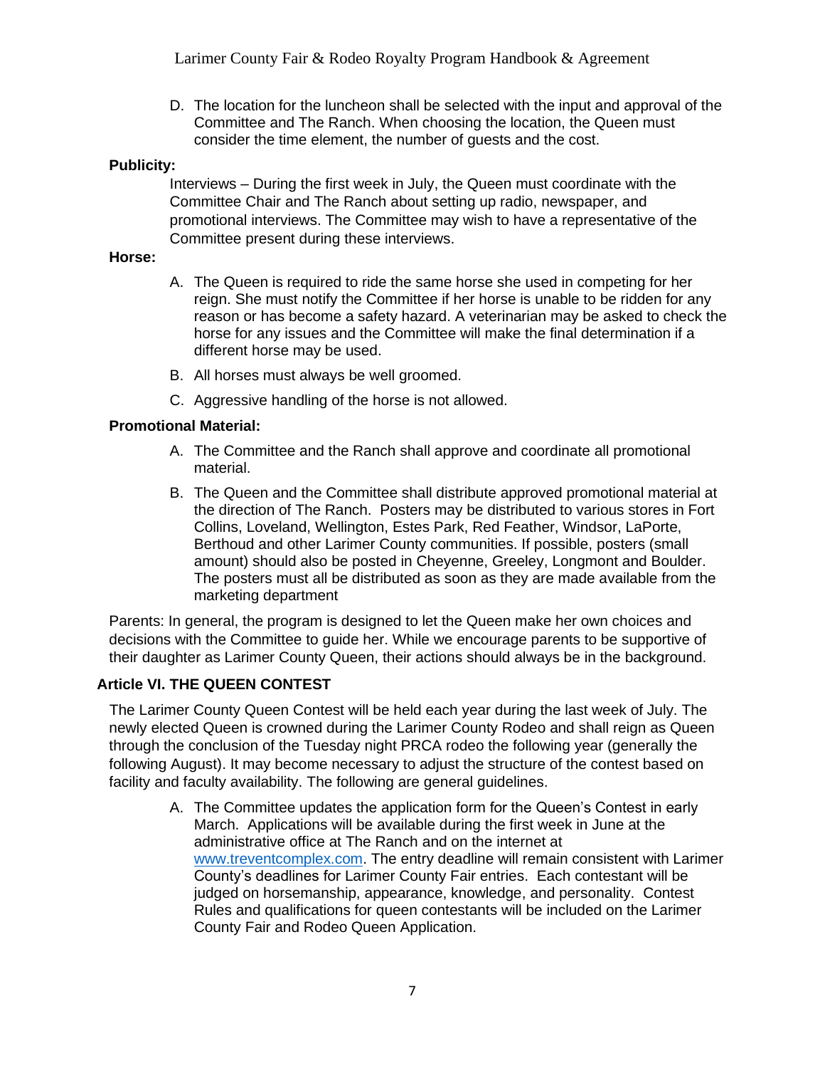D. The location for the luncheon shall be selected with the input and approval of the Committee and The Ranch. When choosing the location, the Queen must consider the time element, the number of guests and the cost.

**Publicity:**

Interviews – During the first week in July, the Queen must coordinate with the Committee Chair and The Ranch about setting up radio, newspaper, and promotional interviews. The Committee may wish to have a representative of the Committee present during these interviews.

**Horse:**

A. The Queen is required to ride the same horse she used in competing for her reign. She must notify the Committee if her horse is unable to be ridden for any reason or has become a safety hazard. A veterinarian may be asked to check the horse for any issues and the Committee will make the final determination if a different horse may be used.

B. All horses must always be well groomed.

C. Aggressive handling of the horse is not allowed.

**Promotional Material:**

A. The Committee and the Ranch shall approve and coordinate all promotional material.

B. The Queen and the Committee shall distribute approved promotional material at the direction of The Ranch. Posters may be distributed to various stores in Fort Collins, Loveland, Wellington, Estes Park, Red Feather, Windsor, LaPorte, Berthoud and other Larimer County communities. If possible, posters (small amount) should also be posted in Cheyenne, Greeley, Longmont and Boulder. The posters must all be distributed as soon as they are made available from the marketing department

Parents: In general, the program is designed to let the Queen make her own choices and decisions with the Committee to guide her. While we encourage parents to be supportive of their daughter as Larimer County Queen, their actions should always be in the background.

## Article VI. THE QUEEN CONTEST

The Larimer County Queen Contest will be held each year during the last week of July. The newly elected Queen is crowned during the Larimer County Rodeo and shall reign as Queen through the conclusion of the Tuesday night PRCA rodeo the following year (generally the following August). It may become necessary to adjust the structure of the contest based on facility and faculty availability. The following are general guidelines.

A. The Committee updates the application form for the Queen's Contest in early March. Applications will be available during the first week in June at the administrative office at The Ranch and on the internet at www.treventcomplex.com. The entry deadline will remain consistent with Larimer County's deadlines for Larimer County Fair entries. Each contestant will be judged on horsemanship, appearance, knowledge, and personality. Contest Rules and qualifications for queen contestants will be included on the Larimer County Fair and Rodeo Queen Application.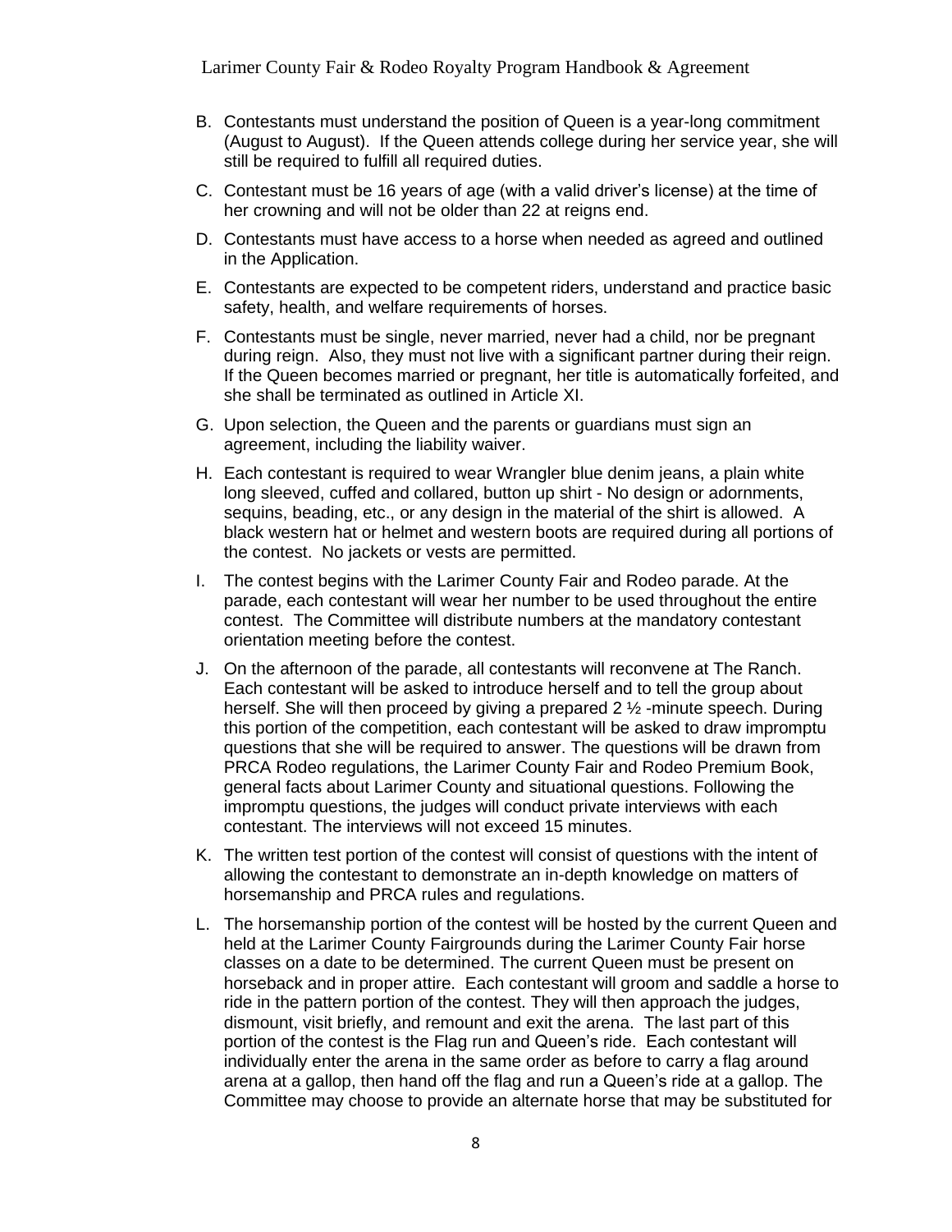B. Contestants must understand the position of Queen is a year-long commitment (August to August). If the Queen attends college during her service year, she will still be required to fulfill all required duties.

C. Contestant must be 16 years of age (with a valid driver's license) at the time of her crowning and will not be older than 22 at reigns end.

D. Contestants must have access to a horse when needed as agreed and outlined in the Application.

E. Contestants are expected to be competent riders, understand and practice basic safety, health, and welfare requirements of horses.

F. Contestants must be single, never married, never had a child, nor be pregnant during reign. Also, they must not live with a significant partner during their reign. If the Queen becomes married or pregnant, her title is automatically forfeited, and she shall be terminated as outlined in Article XI.

G. Upon selection, the Queen and the parents or guardians must sign an agreement, including the liability waiver.

H. Each contestant is required to wear Wrangler blue denim jeans, a plain white long sleeved, cuffed and collared, button up shirt - No design or adornments, sequins, beading, etc., or any design in the material of the shirt is allowed. A black western hat or helmet and western boots are required during all portions of the contest. No jackets or vests are permitted.

I. The contest begins with the Larimer County Fair and Rodeo parade. At the parade, each contestant will wear her number to be used throughout the entire contest. The Committee will distribute numbers at the mandatory contestant orientation meeting before the contest.

J. On the afternoon of the parade, all contestants will reconvene at The Ranch. Each contestant will be asked to introduce herself and to tell the group about herself. She will then proceed by giving a prepared 2 ½ -minute speech. During this portion of the competition, each contestant will be asked to draw impromptu questions that she will be required to answer. The questions will be drawn from PRCA Rodeo regulations, the Larimer County Fair and Rodeo Premium Book, general facts about Larimer County and situational questions. Following the impromptu questions, the judges will conduct private interviews with each contestant. The interviews will not exceed 15 minutes.

K. The written test portion of the contest will consist of questions with the intent of allowing the contestant to demonstrate an in-depth knowledge on matters of horsemanship and PRCA rules and regulations.

L. The horsemanship portion of the contest will be hosted by the current Queen and held at the Larimer County Fairgrounds during the Larimer County Fair horse classes on a date to be determined. The current Queen must be present on horseback and in proper attire. Each contestant will groom and saddle a horse to ride in the pattern portion of the contest. They will then approach the judges, dismount, visit briefly, and remount and exit the arena. The last part of this portion of the contest is the Flag run and Queen's ride. Each contestant will individually enter the arena in the same order as before to carry a flag around arena at a gallop, then hand off the flag and run a Queen's ride at a gallop. The Committee may choose to provide an alternate horse that may be substituted for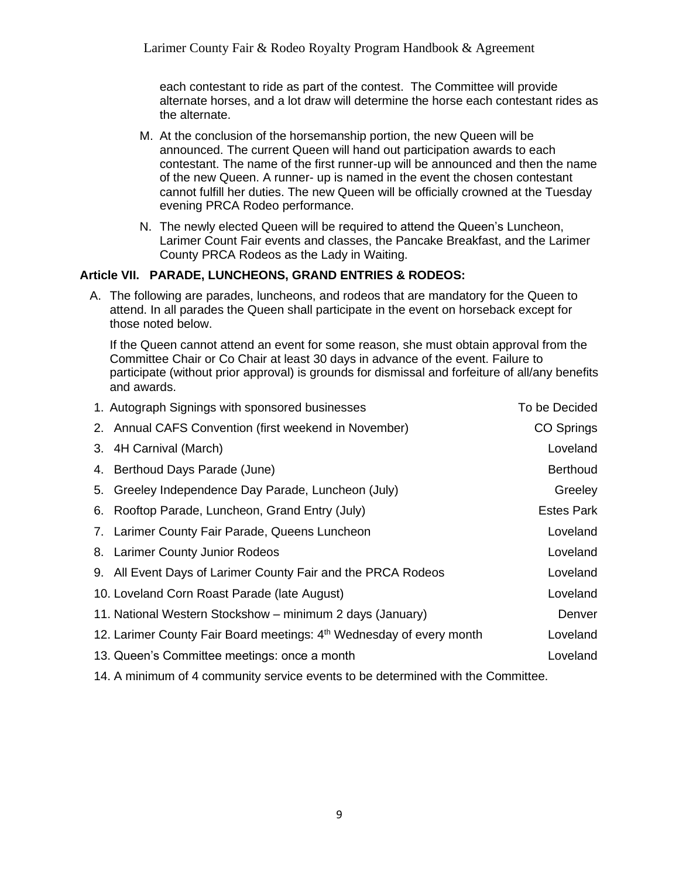each contestant to ride as part of the contest. The Committee will provide alternate horses, and a lot draw will determine the horse each contestant rides as the alternate.

M. At the conclusion of the horsemanship portion, the new Queen will be announced. The current Queen will hand out participation awards to each contestant. The name of the first runner-up will be announced and then the name of the new Queen. A runner- up is named in the event the chosen contestant cannot fulfill her duties. The new Queen will be officially crowned at the Tuesday evening PRCA Rodeo performance.

N. The newly elected Queen will be required to attend the Queen's Luncheon, Larimer Count Fair events and classes, the Pancake Breakfast, and the Larimer County PRCA Rodeos as the Lady in Waiting.

### Article VII. PARADE, LUNCHEONS, GRAND ENTRIES & RODEOS:

A. The following are parades, luncheons, and rodeos that are mandatory for the Queen to attend. In all parades the Queen shall participate in the event on horseback except for those noted below.

If the Queen cannot attend an event for some reason, she must obtain approval from the Committee Chair or Co Chair at least 30 days in advance of the event. Failure to participate (without prior approval) is grounds for dismissal and forfeiture of all/any benefits and awards.

| Event | Location |
|---|---|
| 1. Autograph Signings with sponsored businesses | To be Decided |
| 2. Annual CAFS Convention (first weekend in November) | CO Springs |
| 3. 4H Carnival (March) | Loveland |
| 4. Berthoud Days Parade (June) | Berthoud |
| 5. Greeley Independence Day Parade, Luncheon (July) | Greeley |
| 6. Rooftop Parade, Luncheon, Grand Entry (July) | Estes Park |
| 7. Larimer County Fair Parade, Queens Luncheon | Loveland |
| 8. Larimer County Junior Rodeos | Loveland |
| 9. All Event Days of Larimer County Fair and the PRCA Rodeos | Loveland |
| 10. Loveland Corn Roast Parade (late August) | Loveland |
| 11. National Western Stockshow – minimum 2 days (January) | Denver |
| 12. Larimer County Fair Board meetings: 4th Wednesday of every month | Loveland |
| 13. Queen's Committee meetings: once a month | Loveland |

14. A minimum of 4 community service events to be determined with the Committee.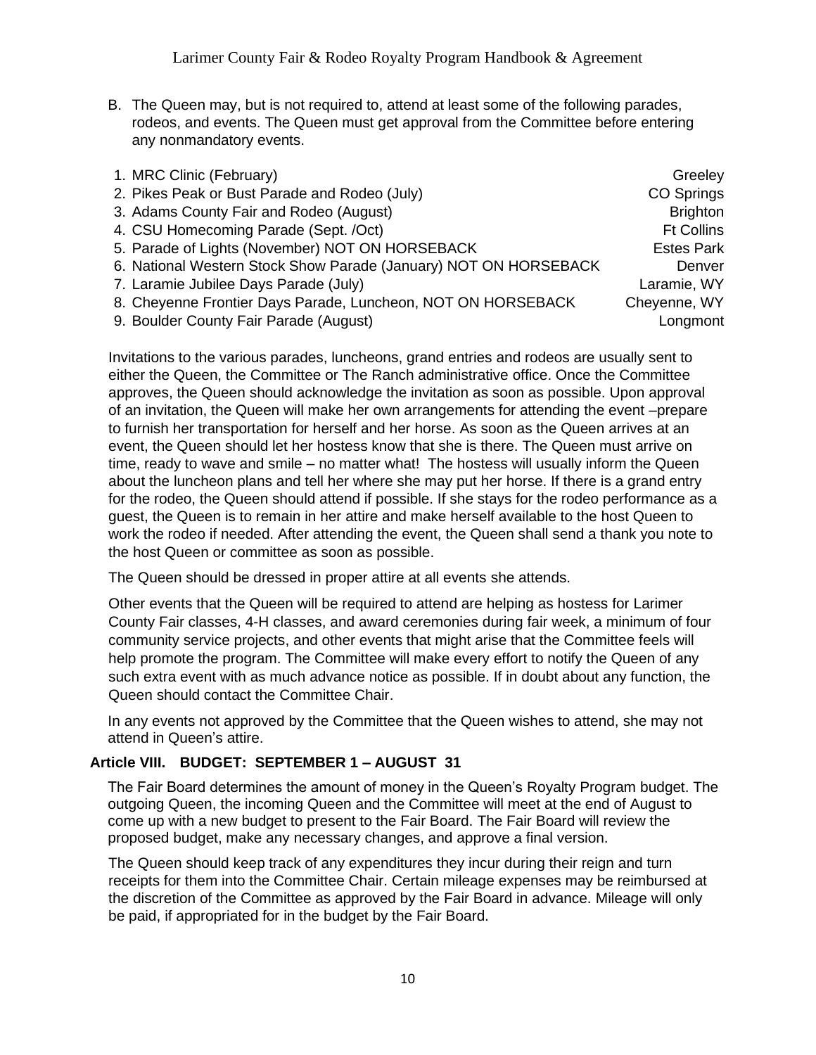B. The Queen may, but is not required to, attend at least some of the following parades, rodeos, and events. The Queen must get approval from the Committee before entering any nonmandatory events.

| | Event | Location |
|---|---|---|
| 1. | MRC Clinic (February) | Greeley |
| 2. | Pikes Peak or Bust Parade and Rodeo (July) | CO Springs |
| 3. | Adams County Fair and Rodeo (August) | Brighton |
| 4. | CSU Homecoming Parade (Sept. /Oct) | Ft Collins |
| 5. | Parade of Lights (November) NOT ON HORSEBACK | Estes Park |
| 6. | National Western Stock Show Parade (January) NOT ON HORSEBACK | Denver |
| 7. | Laramie Jubilee Days Parade (July) | Laramie, WY |
| 8. | Cheyenne Frontier Days Parade, Luncheon, NOT ON HORSEBACK | Cheyenne, WY |
| 9. | Boulder County Fair Parade (August) | Longmont |

Invitations to the various parades, luncheons, grand entries and rodeos are usually sent to either the Queen, the Committee or The Ranch administrative office. Once the Committee approves, the Queen should acknowledge the invitation as soon as possible. Upon approval of an invitation, the Queen will make her own arrangements for attending the event –prepare to furnish her transportation for herself and her horse. As soon as the Queen arrives at an event, the Queen should let her hostess know that she is there. The Queen must arrive on time, ready to wave and smile – no matter what! The hostess will usually inform the Queen about the luncheon plans and tell her where she may put her horse. If there is a grand entry for the rodeo, the Queen should attend if possible. If she stays for the rodeo performance as a guest, the Queen is to remain in her attire and make herself available to the host Queen to work the rodeo if needed. After attending the event, the Queen shall send a thank you note to the host Queen or committee as soon as possible.

The Queen should be dressed in proper attire at all events she attends.

Other events that the Queen will be required to attend are helping as hostess for Larimer County Fair classes, 4-H classes, and award ceremonies during fair week, a minimum of four community service projects, and other events that might arise that the Committee feels will help promote the program. The Committee will make every effort to notify the Queen of any such extra event with as much advance notice as possible. If in doubt about any function, the Queen should contact the Committee Chair.

In any events not approved by the Committee that the Queen wishes to attend, she may not attend in Queen's attire.

## Article VIII. BUDGET: SEPTEMBER 1 – AUGUST 31

The Fair Board determines the amount of money in the Queen's Royalty Program budget. The outgoing Queen, the incoming Queen and the Committee will meet at the end of August to come up with a new budget to present to the Fair Board. The Fair Board will review the proposed budget, make any necessary changes, and approve a final version.

The Queen should keep track of any expenditures they incur during their reign and turn receipts for them into the Committee Chair. Certain mileage expenses may be reimbursed at the discretion of the Committee as approved by the Fair Board in advance. Mileage will only be paid, if appropriated for in the budget by the Fair Board.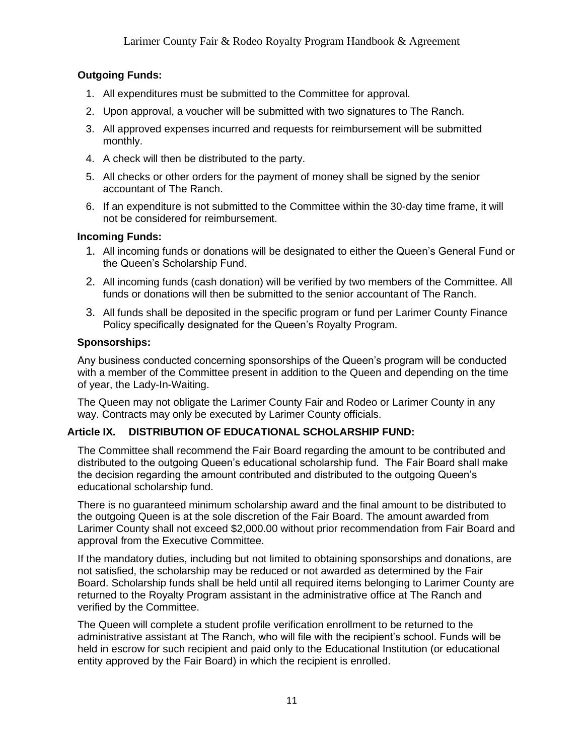**Outgoing Funds:**

1. All expenditures must be submitted to the Committee for approval.
2. Upon approval, a voucher will be submitted with two signatures to The Ranch.
3. All approved expenses incurred and requests for reimbursement will be submitted monthly.
4. A check will then be distributed to the party.
5. All checks or other orders for the payment of money shall be signed by the senior accountant of The Ranch.
6. If an expenditure is not submitted to the Committee within the 30-day time frame, it will not be considered for reimbursement.

**Incoming Funds:**

1. All incoming funds or donations will be designated to either the Queen's General Fund or the Queen's Scholarship Fund.
2. All incoming funds (cash donation) will be verified by two members of the Committee. All funds or donations will then be submitted to the senior accountant of The Ranch.
3. All funds shall be deposited in the specific program or fund per Larimer County Finance Policy specifically designated for the Queen's Royalty Program.

**Sponsorships:**

Any business conducted concerning sponsorships of the Queen's program will be conducted with a member of the Committee present in addition to the Queen and depending on the time of year, the Lady-In-Waiting.

The Queen may not obligate the Larimer County Fair and Rodeo or Larimer County in any way. Contracts may only be executed by Larimer County officials.

## Article IX. DISTRIBUTION OF EDUCATIONAL SCHOLARSHIP FUND:

The Committee shall recommend the Fair Board regarding the amount to be contributed and distributed to the outgoing Queen's educational scholarship fund. The Fair Board shall make the decision regarding the amount contributed and distributed to the outgoing Queen's educational scholarship fund.

There is no guaranteed minimum scholarship award and the final amount to be distributed to the outgoing Queen is at the sole discretion of the Fair Board. The amount awarded from Larimer County shall not exceed $2,000.00 without prior recommendation from Fair Board and approval from the Executive Committee.

If the mandatory duties, including but not limited to obtaining sponsorships and donations, are not satisfied, the scholarship may be reduced or not awarded as determined by the Fair Board. Scholarship funds shall be held until all required items belonging to Larimer County are returned to the Royalty Program assistant in the administrative office at The Ranch and verified by the Committee.

The Queen will complete a student profile verification enrollment to be returned to the administrative assistant at The Ranch, who will file with the recipient's school. Funds will be held in escrow for such recipient and paid only to the Educational Institution (or educational entity approved by the Fair Board) in which the recipient is enrolled.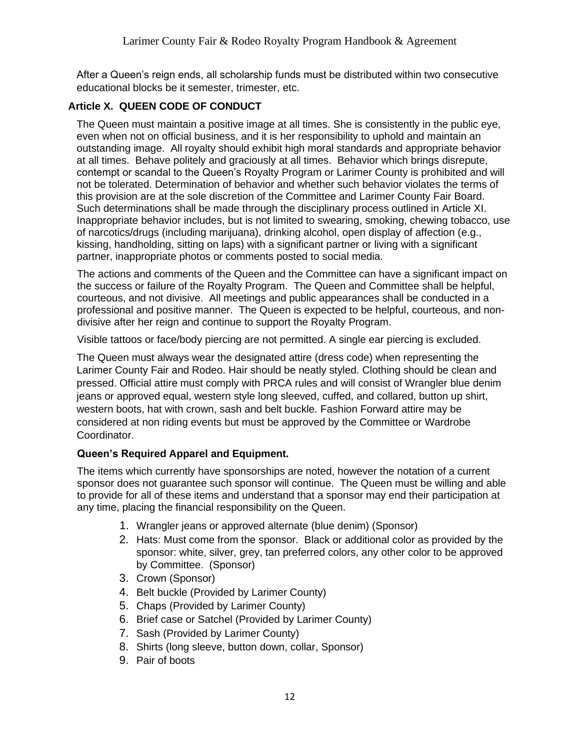After a Queen's reign ends, all scholarship funds must be distributed within two consecutive educational blocks be it semester, trimester, etc.

## Article X. QUEEN CODE OF CONDUCT

The Queen must maintain a positive image at all times. She is consistently in the public eye, even when not on official business, and it is her responsibility to uphold and maintain an outstanding image. All royalty should exhibit high moral standards and appropriate behavior at all times. Behave politely and graciously at all times. Behavior which brings disrepute, contempt or scandal to the Queen's Royalty Program or Larimer County is prohibited and will not be tolerated. Determination of behavior and whether such behavior violates the terms of this provision are at the sole discretion of the Committee and Larimer County Fair Board. Such determinations shall be made through the disciplinary process outlined in Article XI. Inappropriate behavior includes, but is not limited to swearing, smoking, chewing tobacco, use of narcotics/drugs (including marijuana), drinking alcohol, open display of affection (e.g., kissing, handholding, sitting on laps) with a significant partner or living with a significant partner, inappropriate photos or comments posted to social media.

The actions and comments of the Queen and the Committee can have a significant impact on the success or failure of the Royalty Program. The Queen and Committee shall be helpful, courteous, and not divisive. All meetings and public appearances shall be conducted in a professional and positive manner. The Queen is expected to be helpful, courteous, and non-divisive after her reign and continue to support the Royalty Program.

Visible tattoos or face/body piercing are not permitted. A single ear piercing is excluded.

The Queen must always wear the designated attire (dress code) when representing the Larimer County Fair and Rodeo. Hair should be neatly styled. Clothing should be clean and pressed. Official attire must comply with PRCA rules and will consist of Wrangler blue denim jeans or approved equal, western style long sleeved, cuffed, and collared, button up shirt, western boots, hat with crown, sash and belt buckle. Fashion Forward attire may be considered at non riding events but must be approved by the Committee or Wardrobe Coordinator.

### Queen's Required Apparel and Equipment.

The items which currently have sponsorships are noted, however the notation of a current sponsor does not guarantee such sponsor will continue. The Queen must be willing and able to provide for all of these items and understand that a sponsor may end their participation at any time, placing the financial responsibility on the Queen.

1. Wrangler jeans or approved alternate (blue denim) (Sponsor)
2. Hats: Must come from the sponsor. Black or additional color as provided by the sponsor: white, silver, grey, tan preferred colors, any other color to be approved by Committee. (Sponsor)
3. Crown (Sponsor)
4. Belt buckle (Provided by Larimer County)
5. Chaps (Provided by Larimer County)
6. Brief case or Satchel (Provided by Larimer County)
7. Sash (Provided by Larimer County)
8. Shirts (long sleeve, button down, collar, Sponsor)
9. Pair of boots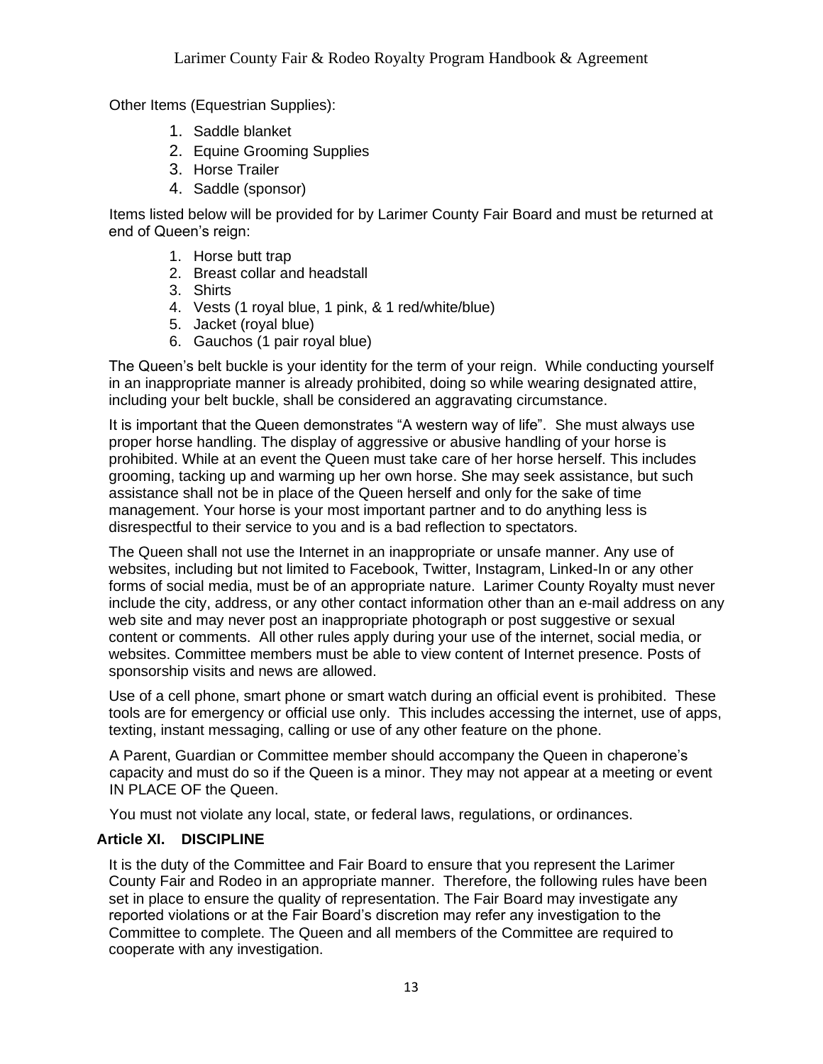Other Items (Equestrian Supplies):

1. Saddle blanket
2. Equine Grooming Supplies
3. Horse Trailer
4. Saddle (sponsor)

Items listed below will be provided for by Larimer County Fair Board and must be returned at end of Queen's reign:

1. Horse butt trap
2. Breast collar and headstall
3. Shirts
4. Vests (1 royal blue, 1 pink, & 1 red/white/blue)
5. Jacket (royal blue)
6. Gauchos (1 pair royal blue)

The Queen's belt buckle is your identity for the term of your reign. While conducting yourself in an inappropriate manner is already prohibited, doing so while wearing designated attire, including your belt buckle, shall be considered an aggravating circumstance.

It is important that the Queen demonstrates "A western way of life". She must always use proper horse handling. The display of aggressive or abusive handling of your horse is prohibited. While at an event the Queen must take care of her horse herself. This includes grooming, tacking up and warming up her own horse. She may seek assistance, but such assistance shall not be in place of the Queen herself and only for the sake of time management. Your horse is your most important partner and to do anything less is disrespectful to their service to you and is a bad reflection to spectators.

The Queen shall not use the Internet in an inappropriate or unsafe manner. Any use of websites, including but not limited to Facebook, Twitter, Instagram, Linked-In or any other forms of social media, must be of an appropriate nature. Larimer County Royalty must never include the city, address, or any other contact information other than an e-mail address on any web site and may never post an inappropriate photograph or post suggestive or sexual content or comments. All other rules apply during your use of the internet, social media, or websites. Committee members must be able to view content of Internet presence. Posts of sponsorship visits and news are allowed.

Use of a cell phone, smart phone or smart watch during an official event is prohibited. These tools are for emergency or official use only. This includes accessing the internet, use of apps, texting, instant messaging, calling or use of any other feature on the phone.

A Parent, Guardian or Committee member should accompany the Queen in chaperone's capacity and must do so if the Queen is a minor. They may not appear at a meeting or event IN PLACE OF the Queen.

You must not violate any local, state, or federal laws, regulations, or ordinances.

## Article XI. DISCIPLINE

It is the duty of the Committee and Fair Board to ensure that you represent the Larimer County Fair and Rodeo in an appropriate manner. Therefore, the following rules have been set in place to ensure the quality of representation. The Fair Board may investigate any reported violations or at the Fair Board's discretion may refer any investigation to the Committee to complete. The Queen and all members of the Committee are required to cooperate with any investigation.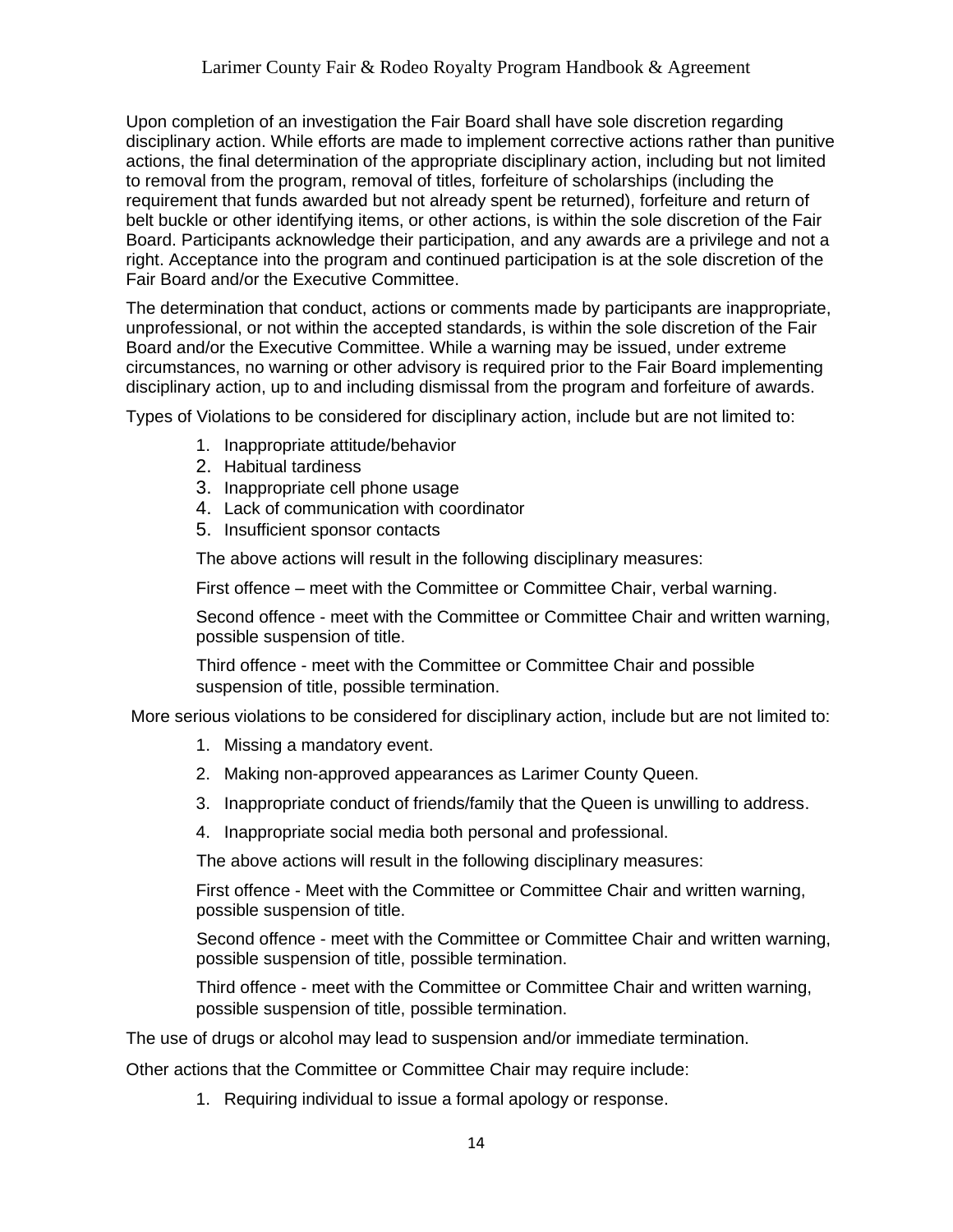Upon completion of an investigation the Fair Board shall have sole discretion regarding disciplinary action. While efforts are made to implement corrective actions rather than punitive actions, the final determination of the appropriate disciplinary action, including but not limited to removal from the program, removal of titles, forfeiture of scholarships (including the requirement that funds awarded but not already spent be returned), forfeiture and return of belt buckle or other identifying items, or other actions, is within the sole discretion of the Fair Board. Participants acknowledge their participation, and any awards are a privilege and not a right. Acceptance into the program and continued participation is at the sole discretion of the Fair Board and/or the Executive Committee.

The determination that conduct, actions or comments made by participants are inappropriate, unprofessional, or not within the accepted standards, is within the sole discretion of the Fair Board and/or the Executive Committee. While a warning may be issued, under extreme circumstances, no warning or other advisory is required prior to the Fair Board implementing disciplinary action, up to and including dismissal from the program and forfeiture of awards.

Types of Violations to be considered for disciplinary action, include but are not limited to:

1. Inappropriate attitude/behavior
2. Habitual tardiness
3. Inappropriate cell phone usage
4. Lack of communication with coordinator
5. Insufficient sponsor contacts

The above actions will result in the following disciplinary measures:

First offence – meet with the Committee or Committee Chair, verbal warning.

Second offence - meet with the Committee or Committee Chair and written warning, possible suspension of title.

Third offence - meet with the Committee or Committee Chair and possible suspension of title, possible termination.

More serious violations to be considered for disciplinary action, include but are not limited to:

1. Missing a mandatory event.
2. Making non-approved appearances as Larimer County Queen.
3. Inappropriate conduct of friends/family that the Queen is unwilling to address.
4. Inappropriate social media both personal and professional.

The above actions will result in the following disciplinary measures:

First offence - Meet with the Committee or Committee Chair and written warning, possible suspension of title.

Second offence - meet with the Committee or Committee Chair and written warning, possible suspension of title, possible termination.

Third offence - meet with the Committee or Committee Chair and written warning, possible suspension of title, possible termination.

The use of drugs or alcohol may lead to suspension and/or immediate termination.

Other actions that the Committee or Committee Chair may require include:

1. Requiring individual to issue a formal apology or response.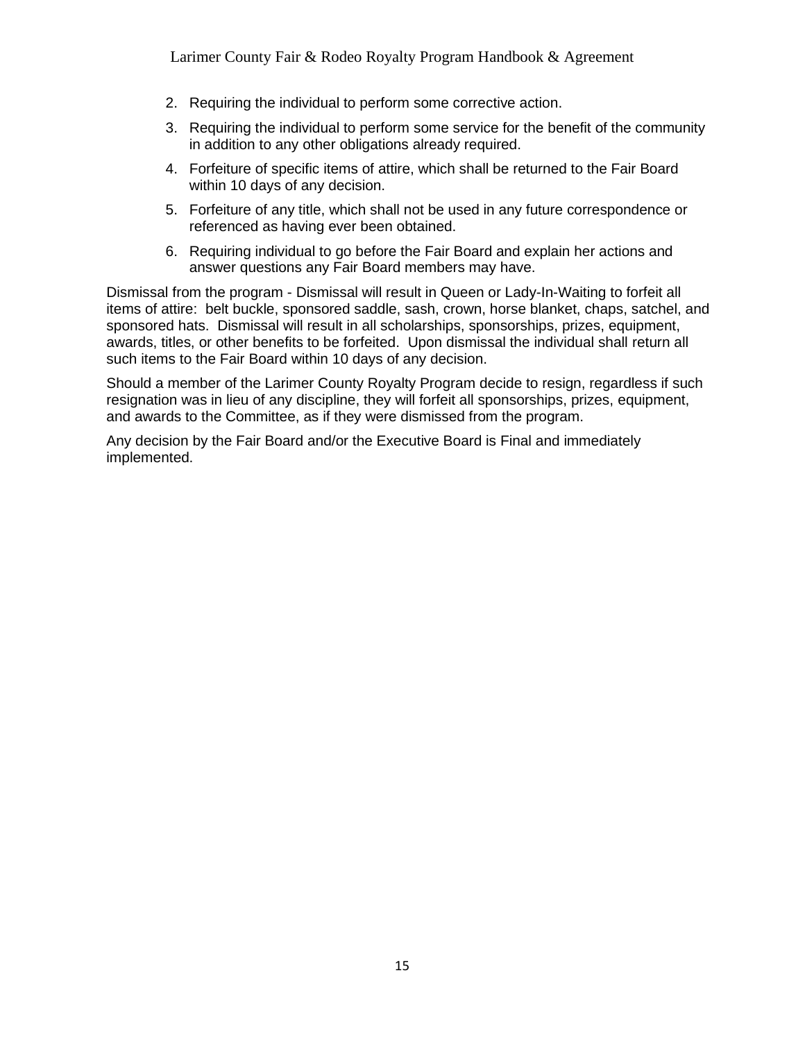2. Requiring the individual to perform some corrective action.
3. Requiring the individual to perform some service for the benefit of the community in addition to any other obligations already required.
4. Forfeiture of specific items of attire, which shall be returned to the Fair Board within 10 days of any decision.
5. Forfeiture of any title, which shall not be used in any future correspondence or referenced as having ever been obtained.
6. Requiring individual to go before the Fair Board and explain her actions and answer questions any Fair Board members may have.

Dismissal from the program - Dismissal will result in Queen or Lady-In-Waiting to forfeit all items of attire: belt buckle, sponsored saddle, sash, crown, horse blanket, chaps, satchel, and sponsored hats. Dismissal will result in all scholarships, sponsorships, prizes, equipment, awards, titles, or other benefits to be forfeited. Upon dismissal the individual shall return all such items to the Fair Board within 10 days of any decision.

Should a member of the Larimer County Royalty Program decide to resign, regardless if such resignation was in lieu of any discipline, they will forfeit all sponsorships, prizes, equipment, and awards to the Committee, as if they were dismissed from the program.

Any decision by the Fair Board and/or the Executive Board is Final and immediately implemented.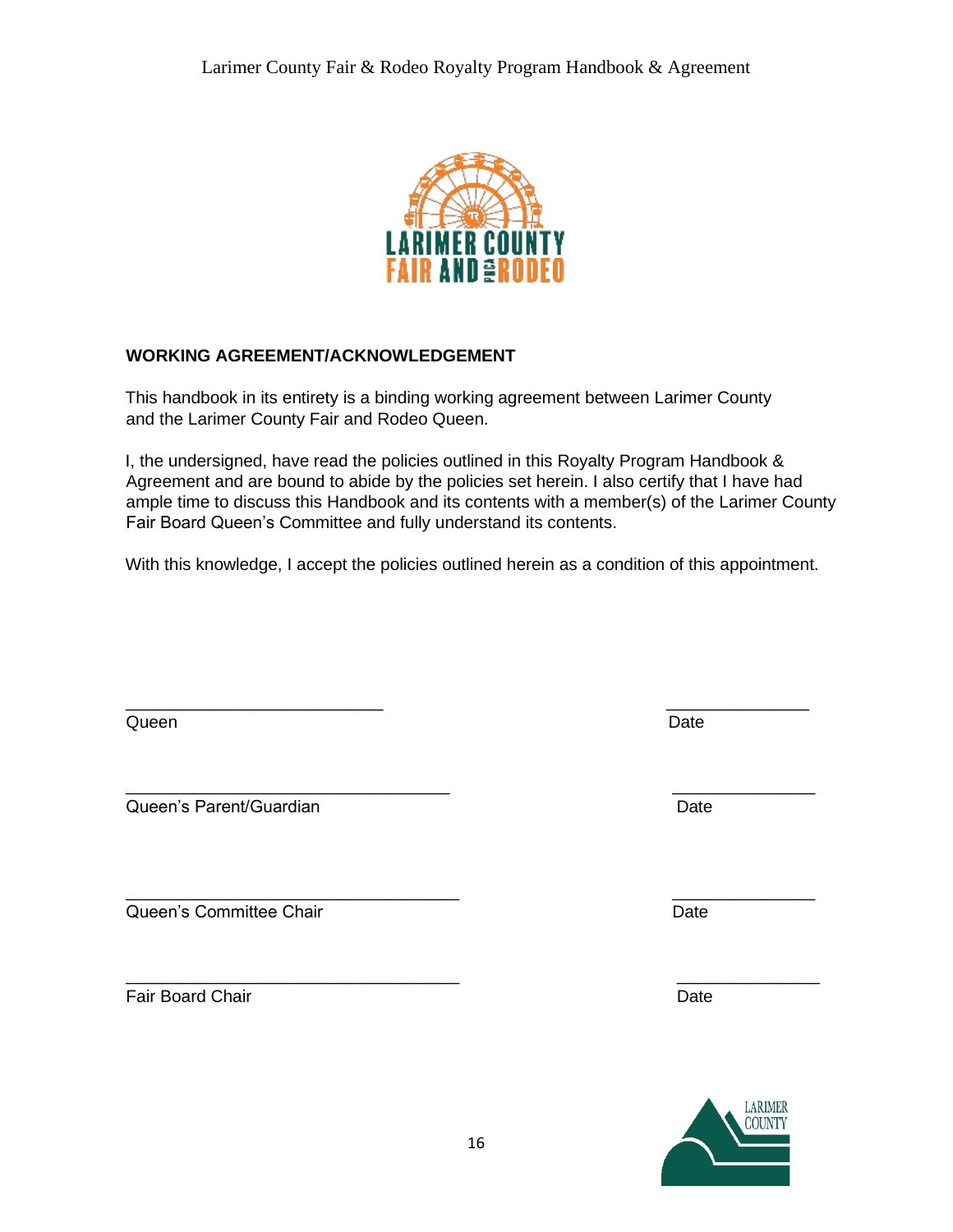## WORKING AGREEMENT/ACKNOWLEDGEMENT

This handbook in its entirety is a binding working agreement between Larimer County and the Larimer County Fair and Rodeo Queen.

I, the undersigned, have read the policies outlined in this Royalty Program Handbook & Agreement and are bound to abide by the policies set herein. I also certify that I have had ample time to discuss this Handbook and its contents with a member(s) of the Larimer County Fair Board Queen's Committee and fully understand its contents.

With this knowledge, I accept the policies outlined herein as a condition of this appointment.

___________________________ _______________

Queen Date

__________________________________ _______________

Queen's Parent/Guardian Date

___________________________________ _______________

Queen's Committee Chair Date

___________________________________ _______________

Fair Board Chair Date